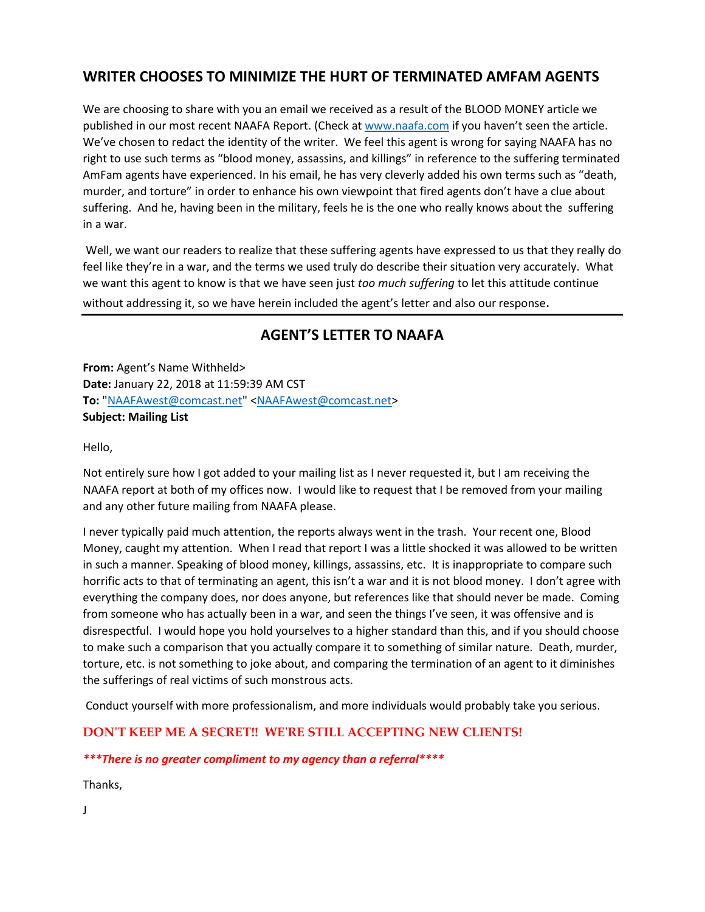## WRITER CHOOSES TO MINIMIZE THE HURT OF TERMINATED AMFAM AGENTS

We are choosing to share with you an email we received as a result of the BLOOD MONEY article we published in our most recent NAAFA Report. (Check at www.naafa.com if you haven't seen the article. We've chosen to redact the identity of the writer. We feel this agent is wrong for saying NAAFA has no right to use such terms as "blood money, assassins, and killings" in reference to the suffering terminated AmFam agents have experienced. In his email, he has very cleverly added his own terms such as "death, murder, and torture" in order to enhance his own viewpoint that fired agents don't have a clue about suffering. And he, having been in the military, feels he is the one who really knows about the suffering in a war.

Well, we want our readers to realize that these suffering agents have expressed to us that they really do feel like they're in a war, and the terms we used truly do describe their situation very accurately. What we want this agent to know is that we have seen just *too much suffering* to let this attitude continue without addressing it, so we have herein included the agent's letter and also our response.

---

## AGENT'S LETTER TO NAAFA

**From:** Agent's Name Withheld>
**Date:** January 22, 2018 at 11:59:39 AM CST
**To:** "NAAFAwest@comcast.net" <NAAFAwest@comcast.net>
**Subject: Mailing List**

Hello,

Not entirely sure how I got added to your mailing list as I never requested it, but I am receiving the NAAFA report at both of my offices now. I would like to request that I be removed from your mailing and any other future mailing from NAAFA please.

I never typically paid much attention, the reports always went in the trash. Your recent one, Blood Money, caught my attention. When I read that report I was a little shocked it was allowed to be written in such a manner. Speaking of blood money, killings, assassins, etc. It is inappropriate to compare such horrific acts to that of terminating an agent, this isn't a war and it is not blood money. I don't agree with everything the company does, nor does anyone, but references like that should never be made. Coming from someone who has actually been in a war, and seen the things I've seen, it was offensive and is disrespectful. I would hope you hold yourselves to a higher standard than this, and if you should choose to make such a comparison that you actually compare it to something of similar nature. Death, murder, torture, etc. is not something to joke about, and comparing the termination of an agent to it diminishes the sufferings of real victims of such monstrous acts.

Conduct yourself with more professionalism, and more individuals would probably take you serious.

**DON'T KEEP ME A SECRET!! WE'RE STILL ACCEPTING NEW CLIENTS!**

***\*\*\*There is no greater compliment to my agency than a referral\*\*\*\****

Thanks,

J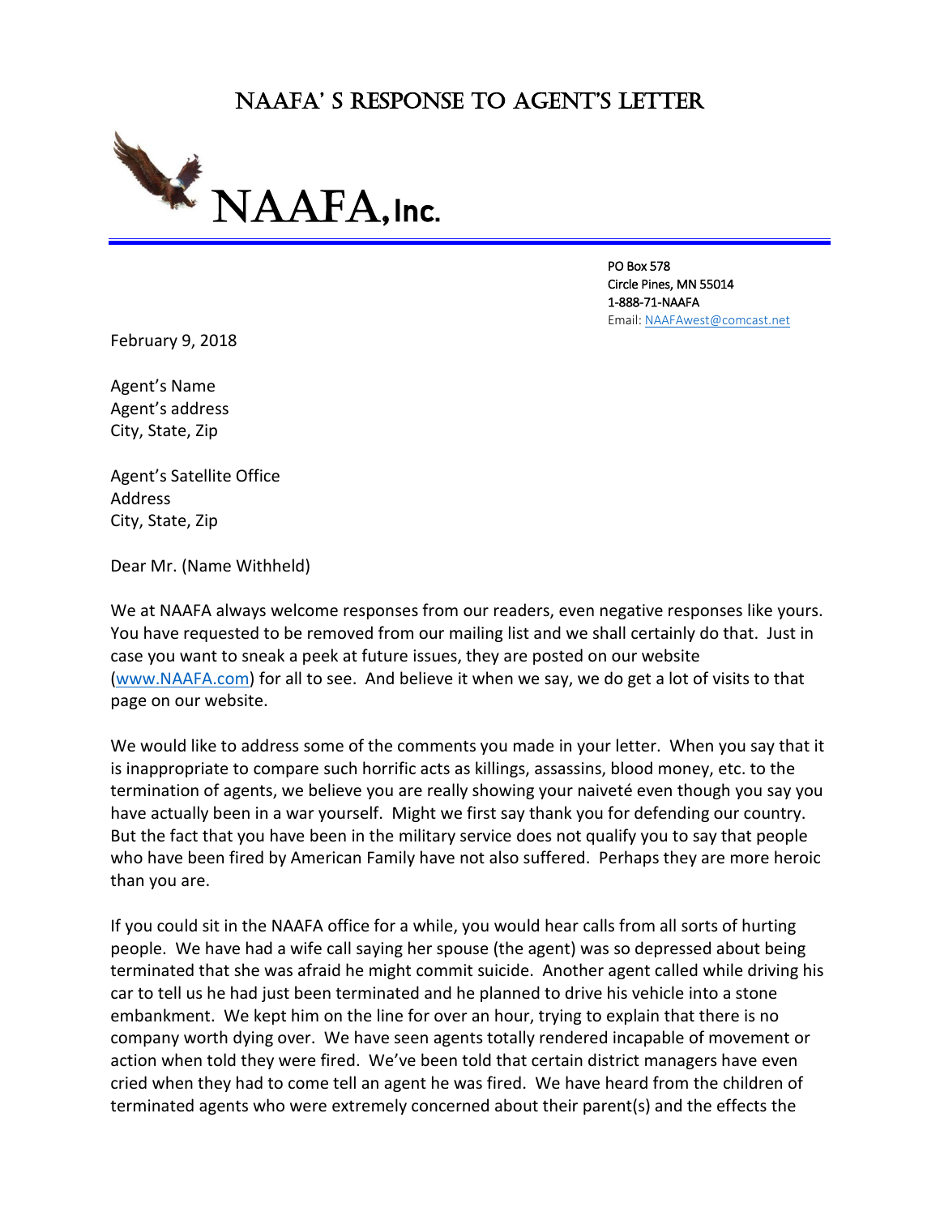# NAAFA' S RESPONSE TO AGENT'S LETTER

NAAFA, Inc.

PO Box 578
Circle Pines, MN 55014
1-888-71-NAAFA
Email: NAAFAwest@comcast.net

February 9, 2018

Agent's Name
Agent's address
City, State, Zip

Agent's Satellite Office
Address
City, State, Zip

Dear Mr. (Name Withheld)

We at NAAFA always welcome responses from our readers, even negative responses like yours. You have requested to be removed from our mailing list and we shall certainly do that. Just in case you want to sneak a peek at future issues, they are posted on our website (www.NAAFA.com) for all to see. And believe it when we say, we do get a lot of visits to that page on our website.

We would like to address some of the comments you made in your letter. When you say that it is inappropriate to compare such horrific acts as killings, assassins, blood money, etc. to the termination of agents, we believe you are really showing your naiveté even though you say you have actually been in a war yourself. Might we first say thank you for defending our country. But the fact that you have been in the military service does not qualify you to say that people who have been fired by American Family have not also suffered. Perhaps they are more heroic than you are.

If you could sit in the NAAFA office for a while, you would hear calls from all sorts of hurting people. We have had a wife call saying her spouse (the agent) was so depressed about being terminated that she was afraid he might commit suicide. Another agent called while driving his car to tell us he had just been terminated and he planned to drive his vehicle into a stone embankment. We kept him on the line for over an hour, trying to explain that there is no company worth dying over. We have seen agents totally rendered incapable of movement or action when told they were fired. We've been told that certain district managers have even cried when they had to come tell an agent he was fired. We have heard from the children of terminated agents who were extremely concerned about their parent(s) and the effects the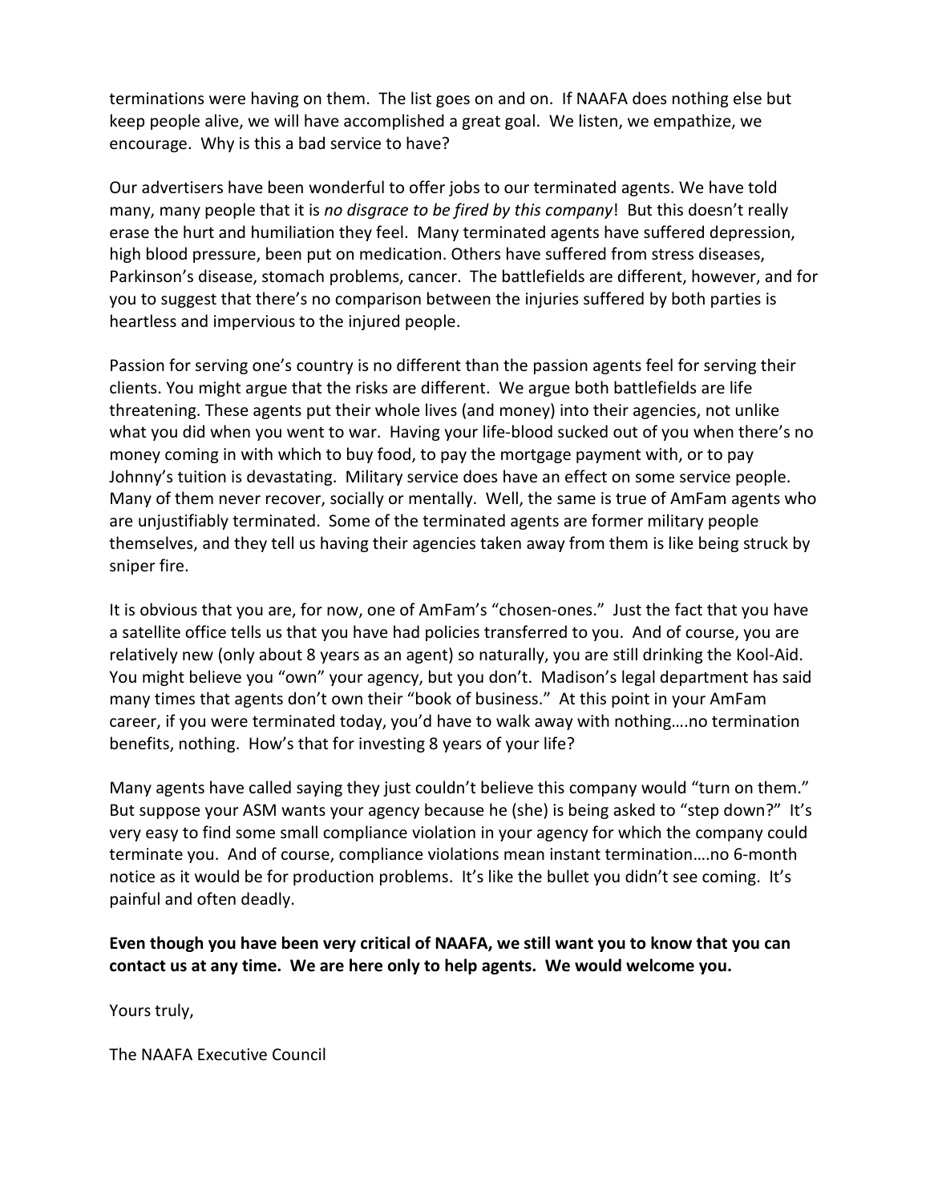terminations were having on them. The list goes on and on. If NAAFA does nothing else but keep people alive, we will have accomplished a great goal. We listen, we empathize, we encourage. Why is this a bad service to have?

Our advertisers have been wonderful to offer jobs to our terminated agents. We have told many, many people that it is *no disgrace to be fired by this company*! But this doesn't really erase the hurt and humiliation they feel. Many terminated agents have suffered depression, high blood pressure, been put on medication. Others have suffered from stress diseases, Parkinson's disease, stomach problems, cancer. The battlefields are different, however, and for you to suggest that there's no comparison between the injuries suffered by both parties is heartless and impervious to the injured people.

Passion for serving one's country is no different than the passion agents feel for serving their clients. You might argue that the risks are different. We argue both battlefields are life threatening. These agents put their whole lives (and money) into their agencies, not unlike what you did when you went to war. Having your life-blood sucked out of you when there's no money coming in with which to buy food, to pay the mortgage payment with, or to pay Johnny's tuition is devastating. Military service does have an effect on some service people. Many of them never recover, socially or mentally. Well, the same is true of AmFam agents who are unjustifiably terminated. Some of the terminated agents are former military people themselves, and they tell us having their agencies taken away from them is like being struck by sniper fire.

It is obvious that you are, for now, one of AmFam's "chosen-ones." Just the fact that you have a satellite office tells us that you have had policies transferred to you. And of course, you are relatively new (only about 8 years as an agent) so naturally, you are still drinking the Kool-Aid. You might believe you "own" your agency, but you don't. Madison's legal department has said many times that agents don't own their "book of business." At this point in your AmFam career, if you were terminated today, you'd have to walk away with nothing….no termination benefits, nothing. How's that for investing 8 years of your life?

Many agents have called saying they just couldn't believe this company would "turn on them." But suppose your ASM wants your agency because he (she) is being asked to "step down?" It's very easy to find some small compliance violation in your agency for which the company could terminate you. And of course, compliance violations mean instant termination….no 6-month notice as it would be for production problems. It's like the bullet you didn't see coming. It's painful and often deadly.

**Even though you have been very critical of NAAFA, we still want you to know that you can contact us at any time. We are here only to help agents. We would welcome you.**

Yours truly,

The NAAFA Executive Council